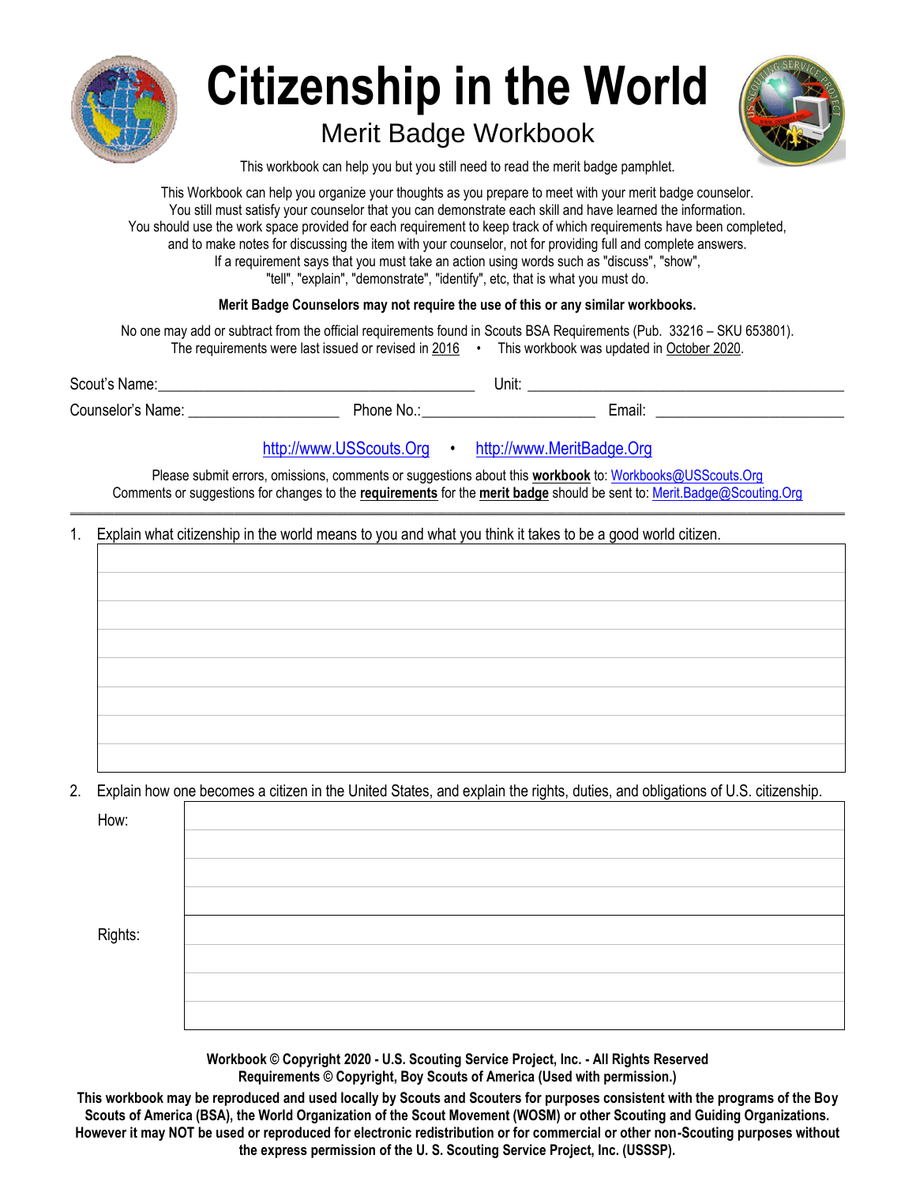# Citizenship in the World

## Merit Badge Workbook

This workbook can help you but you still need to read the merit badge pamphlet.

This Workbook can help you organize your thoughts as you prepare to meet with your merit badge counselor.
You still must satisfy your counselor that you can demonstrate each skill and have learned the information.
You should use the work space provided for each requirement to keep track of which requirements have been completed, and to make notes for discussing the item with your counselor, not for providing full and complete answers.
If a requirement says that you must take an action using words such as "discuss", "show", "tell", "explain", "demonstrate", "identify", etc, that is what you must do.

**Merit Badge Counselors may not require the use of this or any similar workbooks.**

No one may add or subtract from the official requirements found in Scouts BSA Requirements (Pub. 33216 – SKU 653801).
The requirements were last issued or revised in 2016 • This workbook was updated in October 2020.

Scout's Name: ________________________ Unit: ________________________

Counselor's Name: ________________ Phone No.: ________________ Email: ________________

http://www.USScouts.Org • http://www.MeritBadge.Org

Please submit errors, omissions, comments or suggestions about this **workbook** to: Workbooks@USScouts.Org
Comments or suggestions for changes to the **requirements** for the **merit badge** should be sent to: Merit.Badge@Scouting.Org

---

1. Explain what citizenship in the world means to you and what you think it takes to be a good world citizen.

2. Explain how one becomes a citizen in the United States, and explain the rights, duties, and obligations of U.S. citizenship.

How:

Rights:

**Workbook © Copyright 2020 - U.S. Scouting Service Project, Inc. - All Rights Reserved**
**Requirements © Copyright, Boy Scouts of America (Used with permission.)**

**This workbook may be reproduced and used locally by Scouts and Scouters for purposes consistent with the programs of the Boy Scouts of America (BSA), the World Organization of the Scout Movement (WOSM) or other Scouting and Guiding Organizations. However it may NOT be used or reproduced for electronic redistribution or for commercial or other non-Scouting purposes without the express permission of the U. S. Scouting Service Project, Inc. (USSSP).**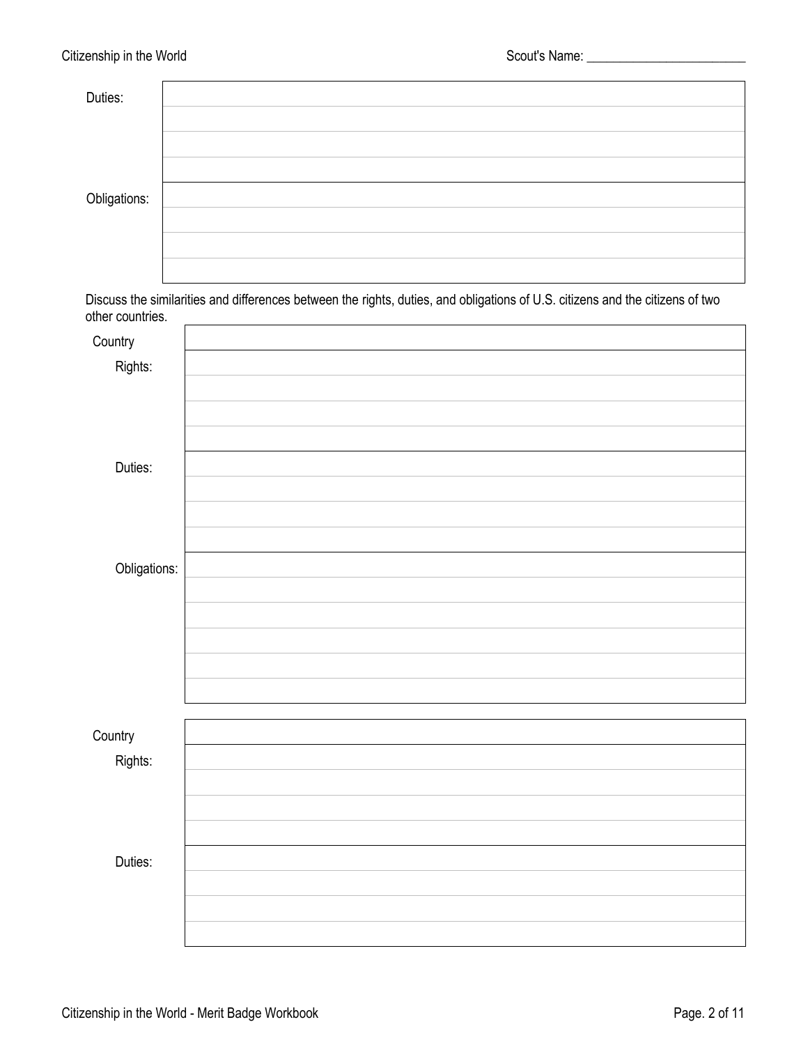Scout's Name: ________________________

| | |
|---|---|
| Duties: | |
| | |
| | |
| | |
| Obligations: | |
| | |
| | |
| | |

Discuss the similarities and differences between the rights, duties, and obligations of U.S. citizens and the citizens of two other countries.

| | |
|---|---|
| Country | |
| Rights: | |
| | |
| | |
| | |
| Duties: | |
| | |
| | |
| | |
| Obligations: | |
| | |
| | |
| | |
| | |
| | |

| | |
|---|---|
| Country | |
| Rights: | |
| | |
| | |
| | |
| Duties: | |
| | |
| | |
| | |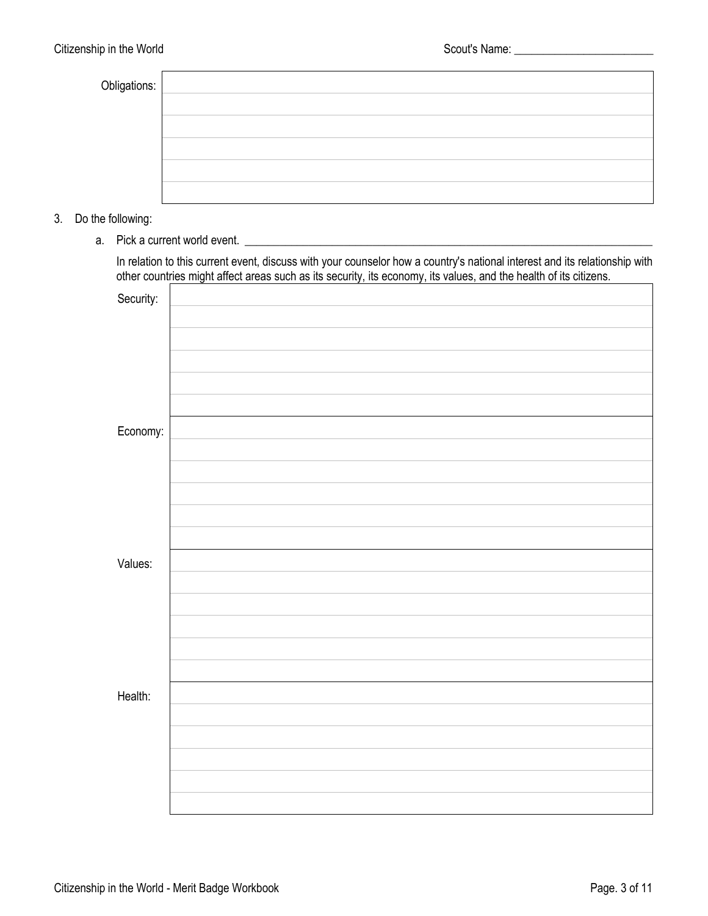Scout's Name: ________________________

Obligations:

|  |
|---|
|  |
|  |
|  |
|  |
|  |
|  |

3. Do the following:

   a. Pick a current world event. ______________________________________________________________________

   In relation to this current event, discuss with your counselor how a country's national interest and its relationship with other countries might affect areas such as its security, its economy, its values, and the health of its citizens.

| | |
|---|---|
| Security: | |
| | |
| | |
| | |
| | |
| | |
| Economy: | |
| | |
| | |
| | |
| | |
| | |
| Values: | |
| | |
| | |
| | |
| | |
| | |
| Health: | |
| | |
| | |
| | |
| | |
| | |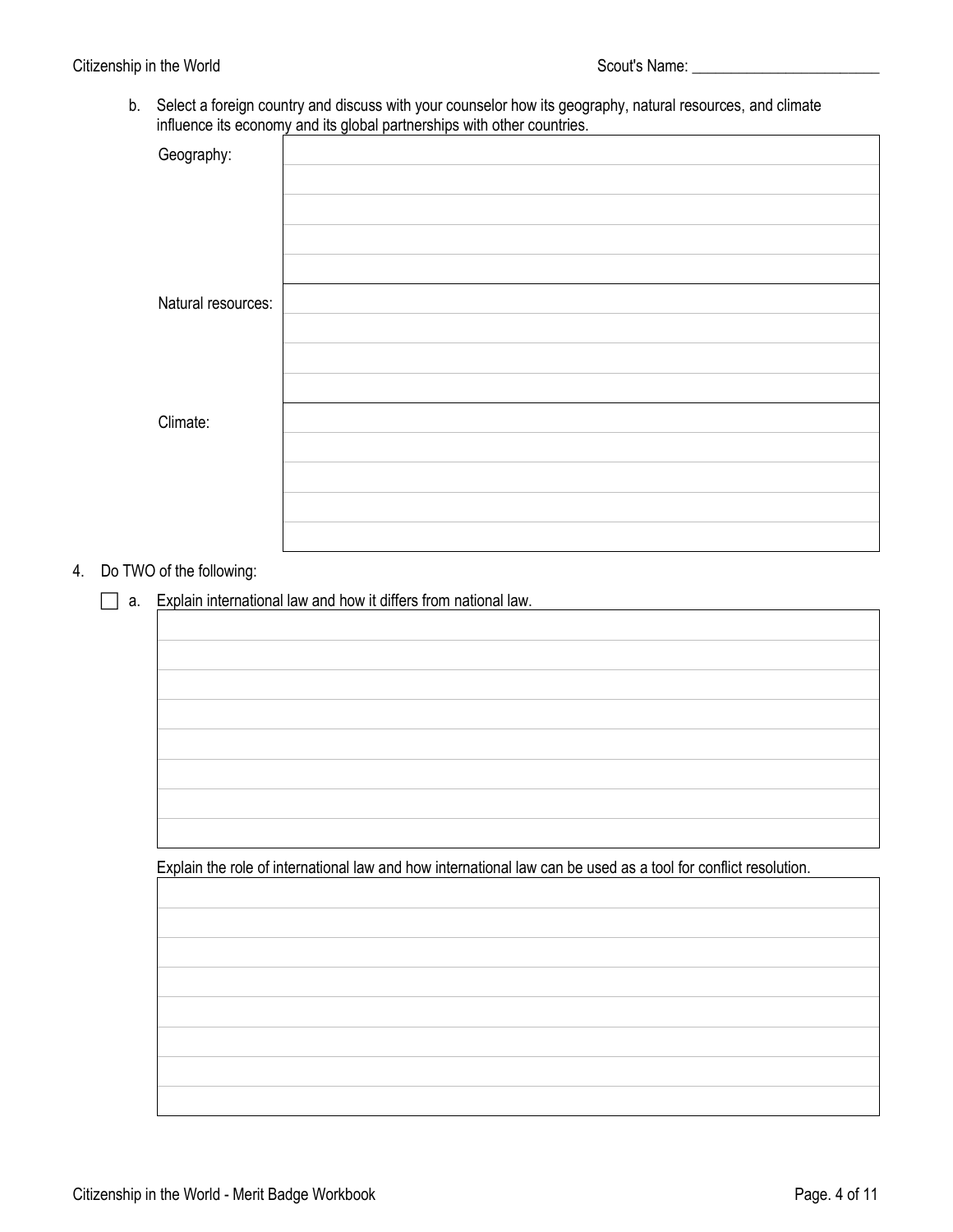b. Select a foreign country and discuss with your counselor how its geography, natural resources, and climate influence its economy and its global partnerships with other countries.

| | |
|---|---|
| Geography: | |
| Natural resources: | |
| Climate: | |

4. Do TWO of the following:

☐ a. Explain international law and how it differs from national law.

Explain the role of international law and how international law can be used as a tool for conflict resolution.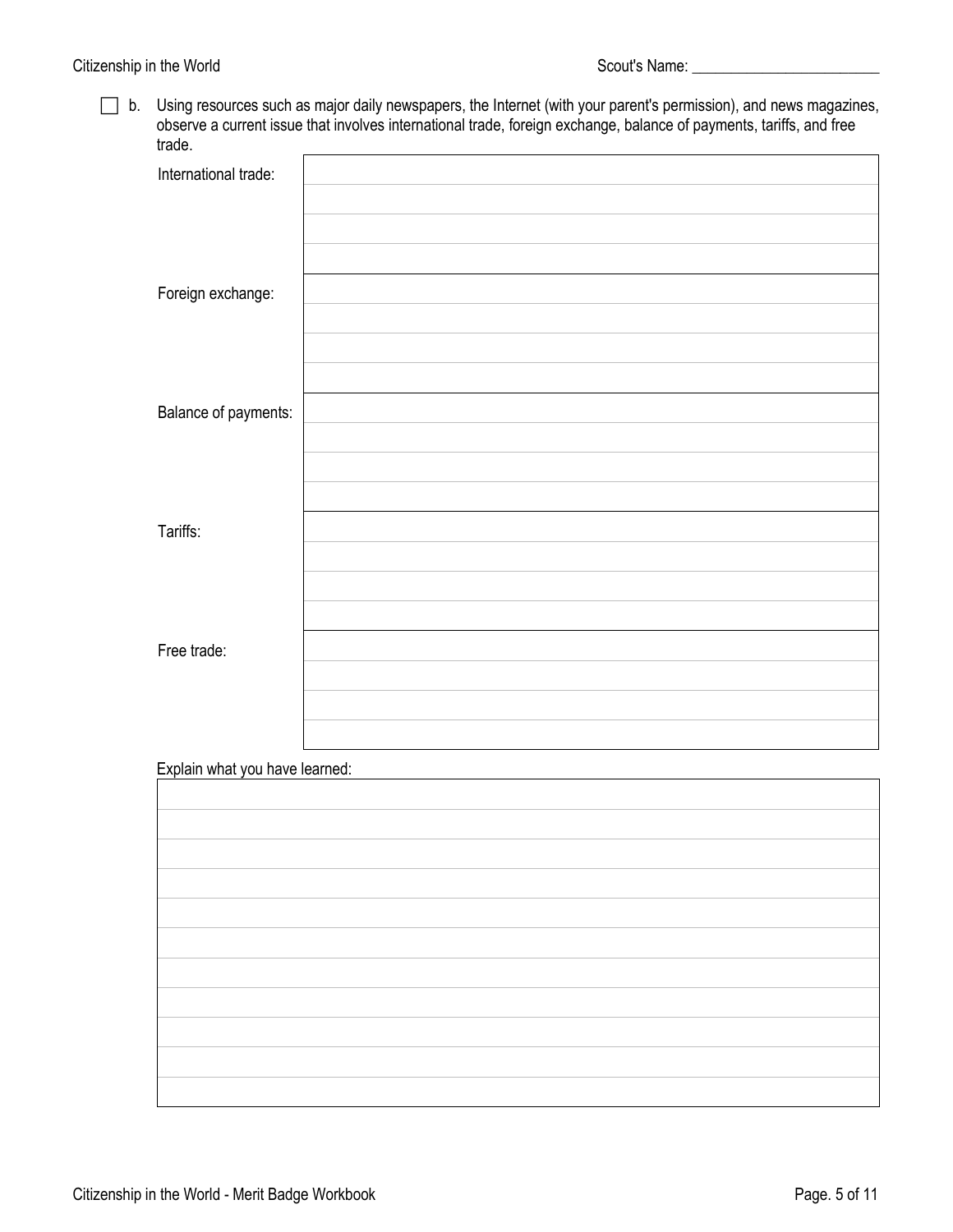- [ ] b. Using resources such as major daily newspapers, the Internet (with your parent's permission), and news magazines, observe a current issue that involves international trade, foreign exchange, balance of payments, tariffs, and free trade.

| | |
|---|---|
| International trade: | |
| Foreign exchange: | |
| Balance of payments: | |
| Tariffs: | |
| Free trade: | |

Explain what you have learned: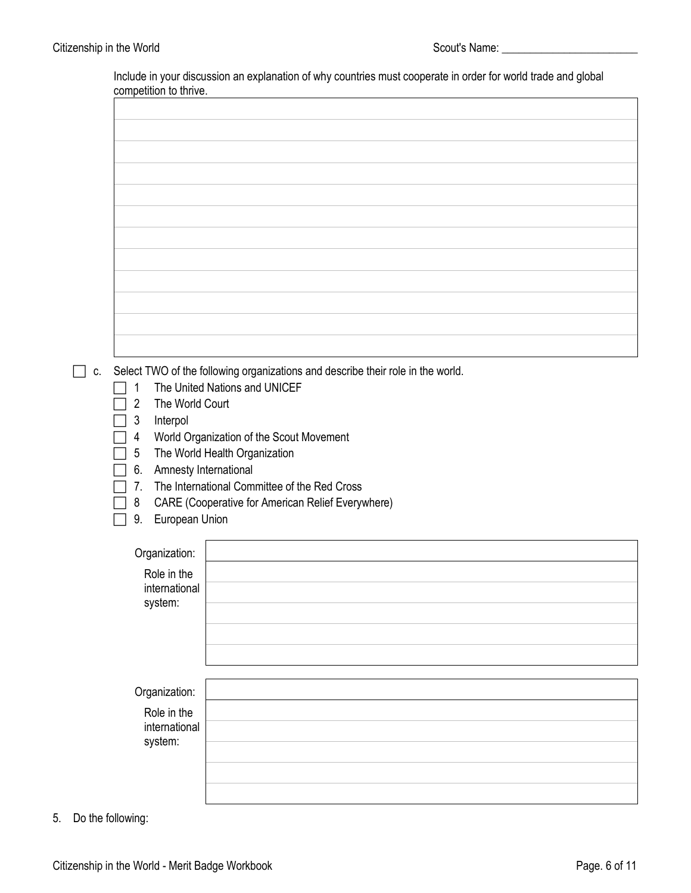Include in your discussion an explanation of why countries must cooperate in order for world trade and global competition to thrive.

| |
|---|
| |
| |
| |
| |
| |
| |
| |
| |
| |
| |
| |

☐ c. Select TWO of the following organizations and describe their role in the world.

- ☐ 1 The United Nations and UNICEF
- ☐ 2 The World Court
- ☐ 3 Interpol
- ☐ 4 World Organization of the Scout Movement
- ☐ 5 The World Health Organization
- ☐ 6. Amnesty International
- ☐ 7. The International Committee of the Red Cross
- ☐ 8 CARE (Cooperative for American Relief Everywhere)
- ☐ 9. European Union

| Organization: | |
|---|---|
| Role in the international system: | |
| | |
| | |
| | |
| | |

| Organization: | |
|---|---|
| Role in the international system: | |
| | |
| | |
| | |
| | |

5. Do the following: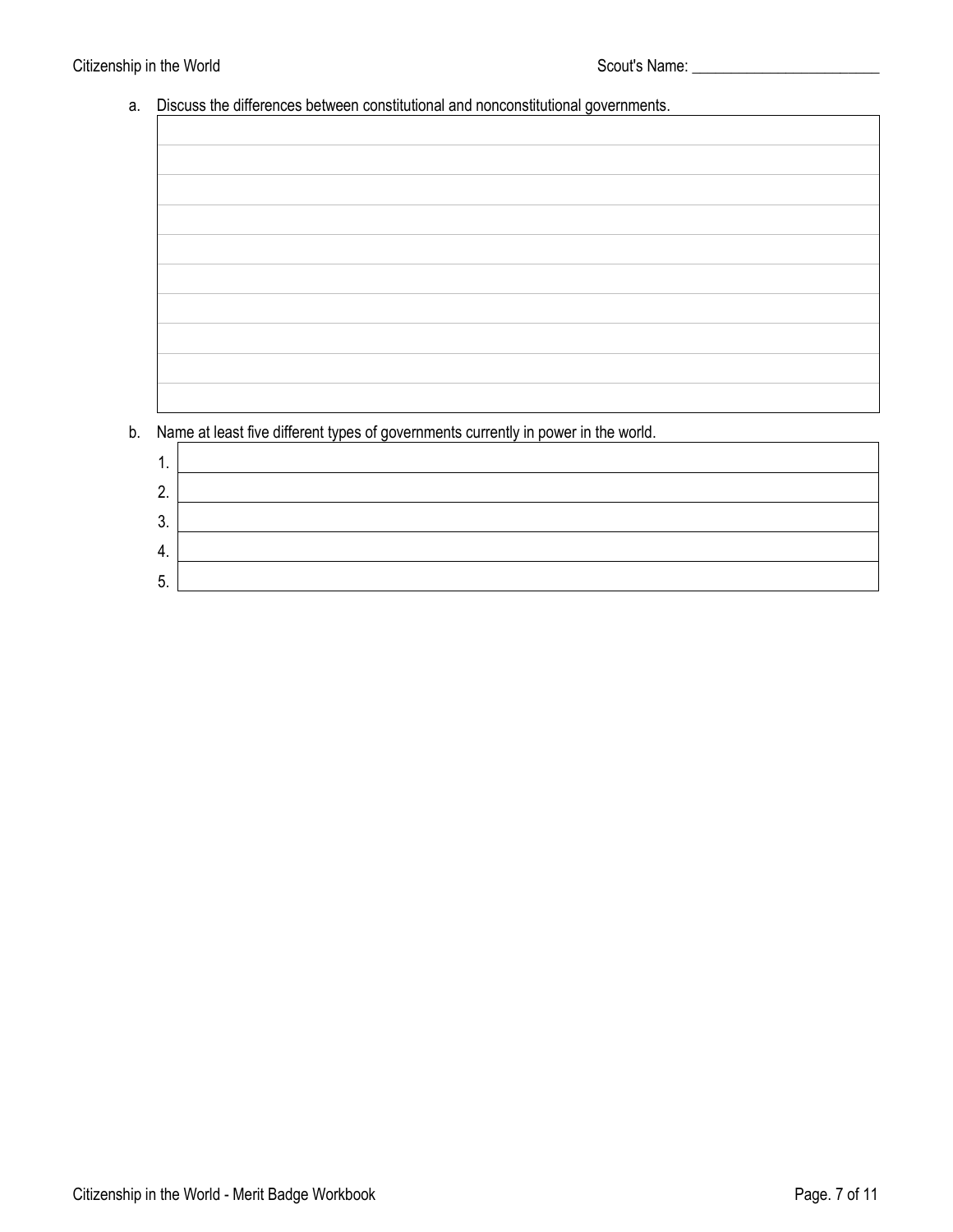a. Discuss the differences between constitutional and nonconstitutional governments.

| |
|---|
| |
| |
| |
| |
| |
| |
| |
| |
| |

b. Name at least five different types of governments currently in power in the world.

| | |
|---|---|
| 1. | |
| 2. | |
| 3. | |
| 4. | |
| 5. | |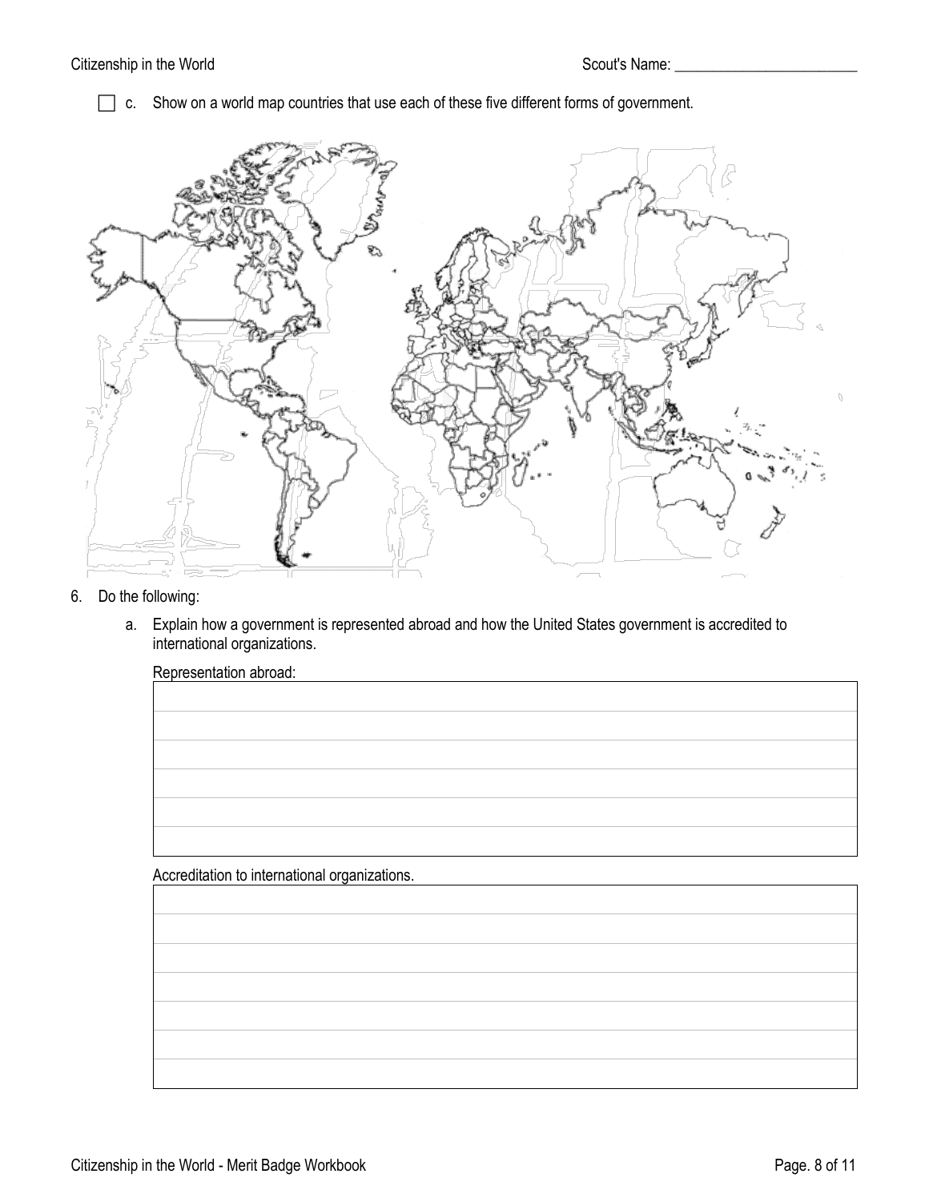☐ c. Show on a world map countries that use each of these five different forms of government.

6. Do the following:

   a. Explain how a government is represented abroad and how the United States government is accredited to international organizations.

   Representation abroad:

   Accreditation to international organizations.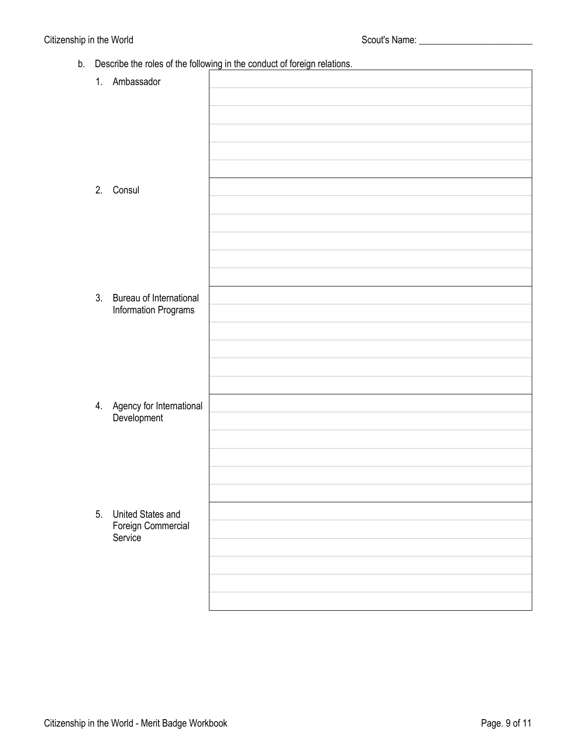b. Describe the roles of the following in the conduct of foreign relations.

| | |
|---|---|
| 1. Ambassador | |
| 2. Consul | |
| 3. Bureau of International Information Programs | |
| 4. Agency for International Development | |
| 5. United States and Foreign Commercial Service | |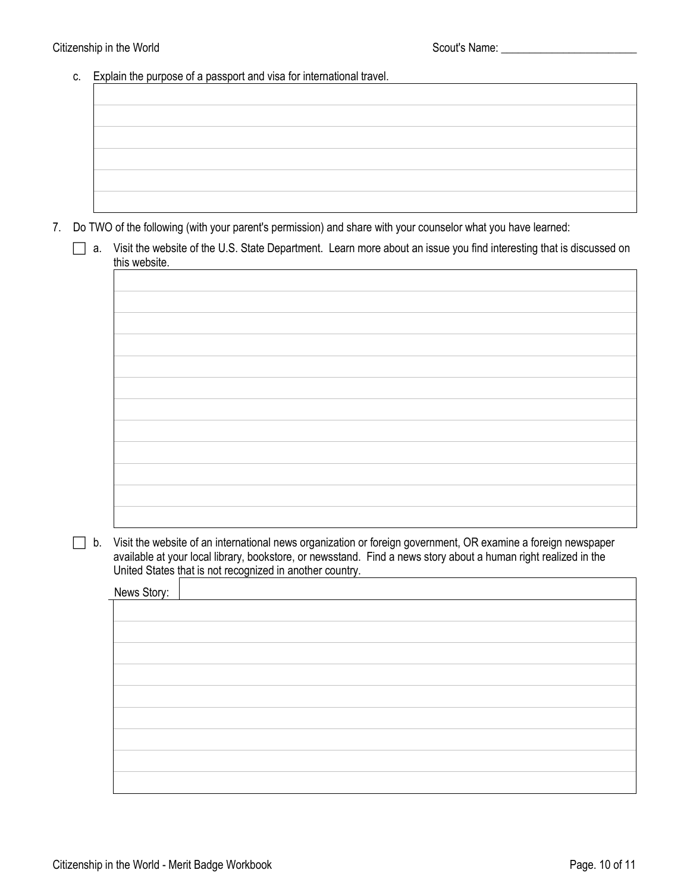c. Explain the purpose of a passport and visa for international travel.

7. Do TWO of the following (with your parent's permission) and share with your counselor what you have learned:

   ☐ a. Visit the website of the U.S. State Department. Learn more about an issue you find interesting that is discussed on this website.

   ☐ b. Visit the website of an international news organization or foreign government, OR examine a foreign newspaper available at your local library, bookstore, or newsstand. Find a news story about a human right realized in the United States that is not recognized in another country.

   News Story: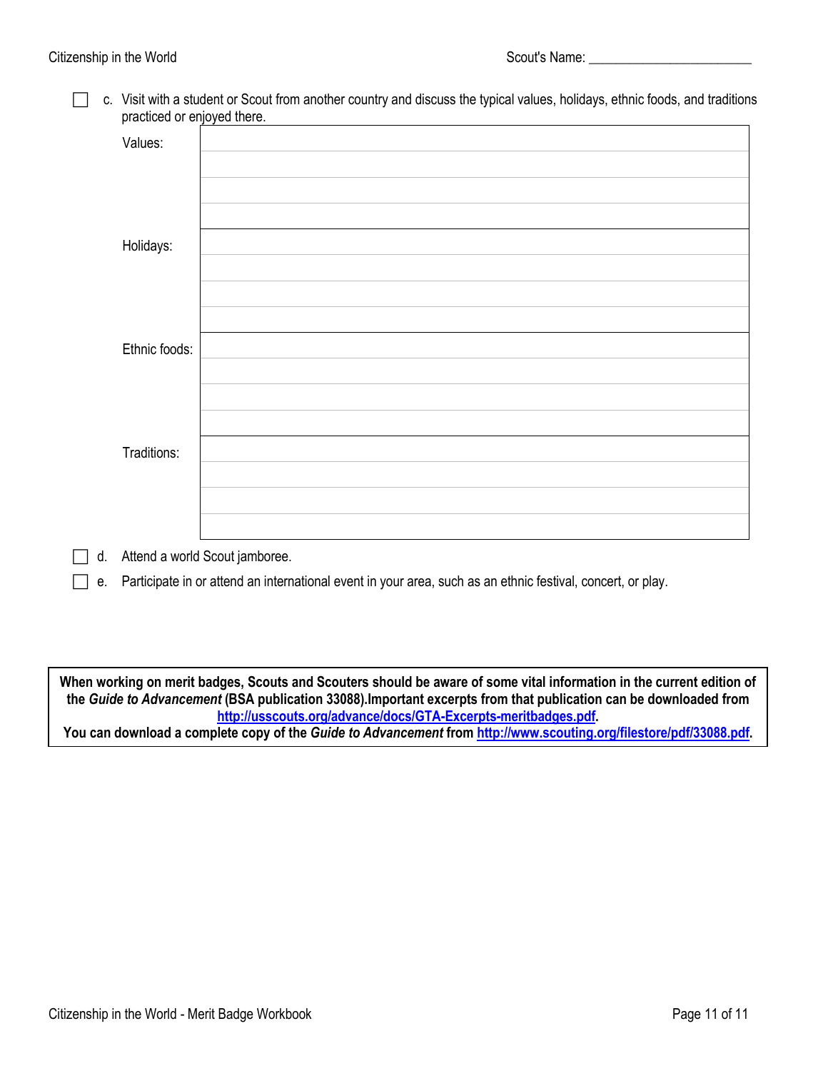- [ ] c. Visit with a student or Scout from another country and discuss the typical values, holidays, ethnic foods, and traditions practiced or enjoyed there.

| | |
|---|---|
| Values: | |
| | |
| | |
| | |
| Holidays: | |
| | |
| | |
| | |
| Ethnic foods: | |
| | |
| | |
| | |
| Traditions: | |
| | |
| | |
| | |

- [ ] d. Attend a world Scout jamboree.
- [ ] e. Participate in or attend an international event in your area, such as an ethnic festival, concert, or play.

**When working on merit badges, Scouts and Scouters should be aware of some vital information in the current edition of the *Guide to Advancement* (BSA publication 33088).Important excerpts from that publication can be downloaded from [http://usscouts.org/advance/docs/GTA-Excerpts-meritbadges.pdf](http://usscouts.org/advance/docs/GTA-Excerpts-meritbadges.pdf).**
**You can download a complete copy of the *Guide to Advancement* from [http://www.scouting.org/filestore/pdf/33088.pdf](http://www.scouting.org/filestore/pdf/33088.pdf).**